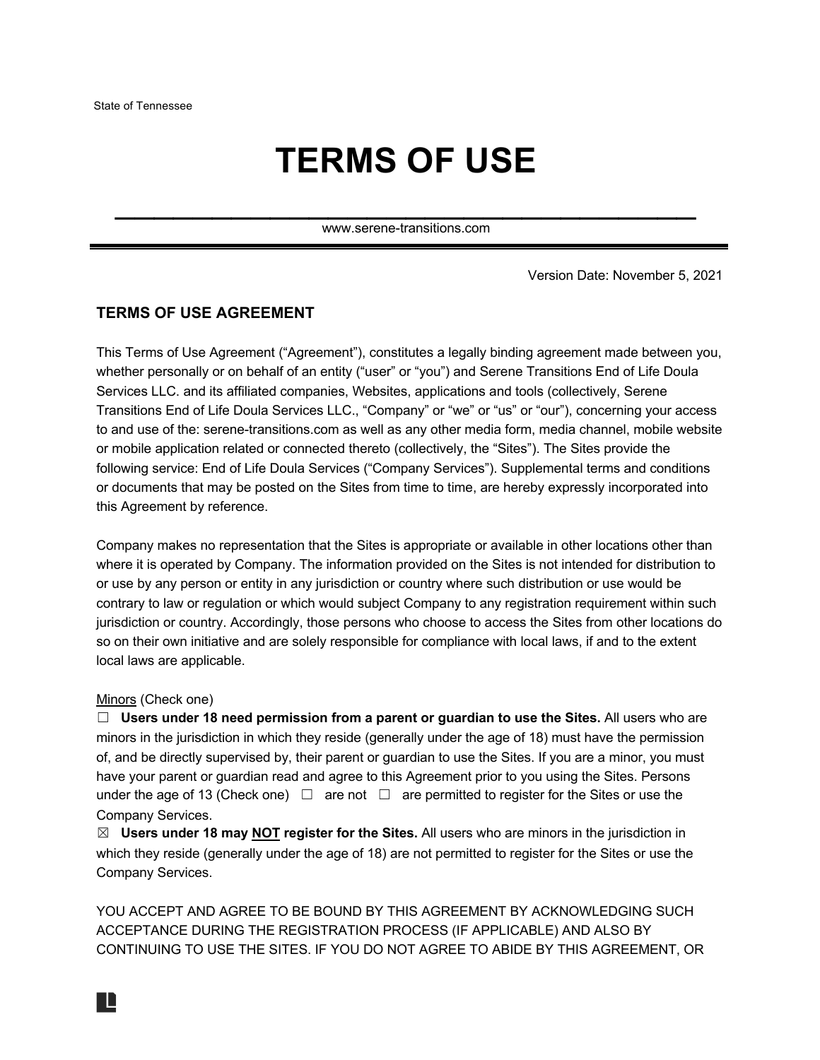State of Tennessee

# TERMS OF USE

www.serene-transitions.com

Version Date: November 5, 2021

## TERMS OF USE AGREEMENT

This Terms of Use Agreement ("Agreement"), constitutes a legally binding agreement made between you, whether personally or on behalf of an entity ("user" or "you") and Serene Transitions End of Life Doula Services LLC. and its affiliated companies, Websites, applications and tools (collectively, Serene Transitions End of Life Doula Services LLC., "Company" or "we" or "us" or "our"), concerning your access to and use of the: serene-transitions.com as well as any other media form, media channel, mobile website or mobile application related or connected thereto (collectively, the "Sites"). The Sites provide the following service: End of Life Doula Services ("Company Services"). Supplemental terms and conditions or documents that may be posted on the Sites from time to time, are hereby expressly incorporated into this Agreement by reference.

Company makes no representation that the Sites is appropriate or available in other locations other than where it is operated by Company. The information provided on the Sites is not intended for distribution to or use by any person or entity in any jurisdiction or country where such distribution or use would be contrary to law or regulation or which would subject Company to any registration requirement within such jurisdiction or country. Accordingly, those persons who choose to access the Sites from other locations do so on their own initiative and are solely responsible for compliance with local laws, if and to the extent local laws are applicable.

<u>Minors</u> (Check one)

☐ **Users under 18 need permission from a parent or guardian to use the Sites.** All users who are minors in the jurisdiction in which they reside (generally under the age of 18) must have the permission of, and be directly supervised by, their parent or guardian to use the Sites. If you are a minor, you must have your parent or guardian read and agree to this Agreement prior to you using the Sites. Persons under the age of 13 (Check one) ☐ are not ☐ are permitted to register for the Sites or use the Company Services.

☒ **Users under 18 may <u>NOT</u> register for the Sites.** All users who are minors in the jurisdiction in which they reside (generally under the age of 18) are not permitted to register for the Sites or use the Company Services.

YOU ACCEPT AND AGREE TO BE BOUND BY THIS AGREEMENT BY ACKNOWLEDGING SUCH ACCEPTANCE DURING THE REGISTRATION PROCESS (IF APPLICABLE) AND ALSO BY CONTINUING TO USE THE SITES. IF YOU DO NOT AGREE TO ABIDE BY THIS AGREEMENT, OR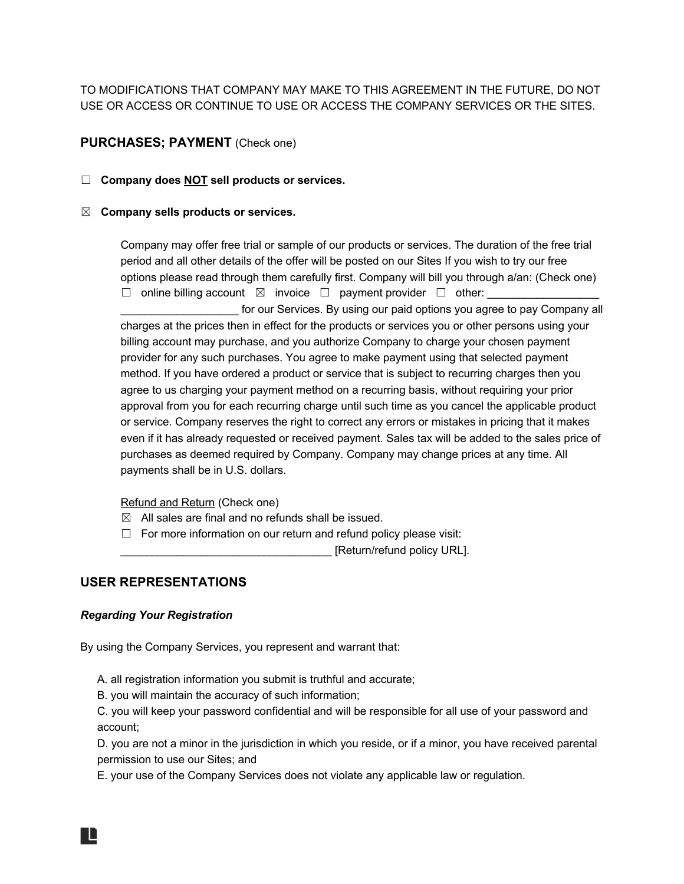TO MODIFICATIONS THAT COMPANY MAY MAKE TO THIS AGREEMENT IN THE FUTURE, DO NOT USE OR ACCESS OR CONTINUE TO USE OR ACCESS THE COMPANY SERVICES OR THE SITES.

## PURCHASES; PAYMENT (Check one)

☐ **Company does <u>NOT</u> sell products or services.**

☒ **Company sells products or services.**

Company may offer free trial or sample of our products or services. The duration of the free trial period and all other details of the offer will be posted on our Sites If you wish to try our free options please read through them carefully first. Company will bill you through a/an: (Check one) ☐ online billing account ☒ invoice ☐ payment provider ☐ other: ____________________ ____________________ for our Services. By using our paid options you agree to pay Company all charges at the prices then in effect for the products or services you or other persons using your billing account may purchase, and you authorize Company to charge your chosen payment provider for any such purchases. You agree to make payment using that selected payment method. If you have ordered a product or service that is subject to recurring charges then you agree to us charging your payment method on a recurring basis, without requiring your prior approval from you for each recurring charge until such time as you cancel the applicable product or service. Company reserves the right to correct any errors or mistakes in pricing that it makes even if it has already requested or received payment. Sales tax will be added to the sales price of purchases as deemed required by Company. Company may change prices at any time. All payments shall be in U.S. dollars.

<u>Refund and Return</u> (Check one)

☒ All sales are final and no refunds shall be issued.

☐ For more information on our return and refund policy please visit: ____________________________________ [Return/refund policy URL].

## USER REPRESENTATIONS

### *Regarding Your Registration*

By using the Company Services, you represent and warrant that:

A. all registration information you submit is truthful and accurate;
B. you will maintain the accuracy of such information;
C. you will keep your password confidential and will be responsible for all use of your password and account;
D. you are not a minor in the jurisdiction in which you reside, or if a minor, you have received parental permission to use our Sites; and
E. your use of the Company Services does not violate any applicable law or regulation.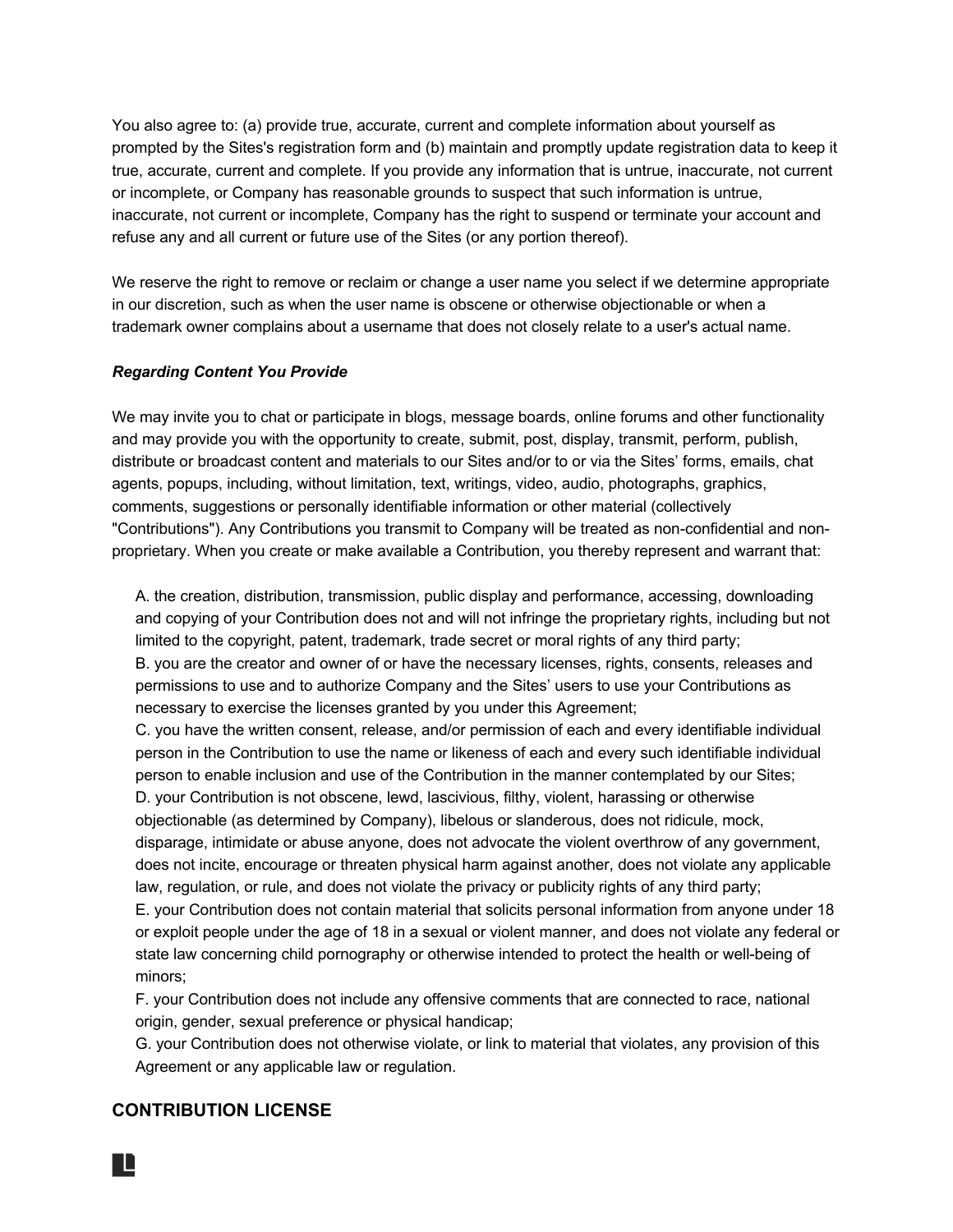You also agree to: (a) provide true, accurate, current and complete information about yourself as prompted by the Sites's registration form and (b) maintain and promptly update registration data to keep it true, accurate, current and complete. If you provide any information that is untrue, inaccurate, not current or incomplete, or Company has reasonable grounds to suspect that such information is untrue, inaccurate, not current or incomplete, Company has the right to suspend or terminate your account and refuse any and all current or future use of the Sites (or any portion thereof).

We reserve the right to remove or reclaim or change a user name you select if we determine appropriate in our discretion, such as when the user name is obscene or otherwise objectionable or when a trademark owner complains about a username that does not closely relate to a user's actual name.

***Regarding Content You Provide***

We may invite you to chat or participate in blogs, message boards, online forums and other functionality and may provide you with the opportunity to create, submit, post, display, transmit, perform, publish, distribute or broadcast content and materials to our Sites and/or to or via the Sites' forms, emails, chat agents, popups, including, without limitation, text, writings, video, audio, photographs, graphics, comments, suggestions or personally identifiable information or other material (collectively "Contributions"). Any Contributions you transmit to Company will be treated as non-confidential and non-proprietary. When you create or make available a Contribution, you thereby represent and warrant that:

A. the creation, distribution, transmission, public display and performance, accessing, downloading and copying of your Contribution does not and will not infringe the proprietary rights, including but not limited to the copyright, patent, trademark, trade secret or moral rights of any third party;
B. you are the creator and owner of or have the necessary licenses, rights, consents, releases and permissions to use and to authorize Company and the Sites' users to use your Contributions as necessary to exercise the licenses granted by you under this Agreement;
C. you have the written consent, release, and/or permission of each and every identifiable individual person in the Contribution to use the name or likeness of each and every such identifiable individual person to enable inclusion and use of the Contribution in the manner contemplated by our Sites;
D. your Contribution is not obscene, lewd, lascivious, filthy, violent, harassing or otherwise objectionable (as determined by Company), libelous or slanderous, does not ridicule, mock, disparage, intimidate or abuse anyone, does not advocate the violent overthrow of any government, does not incite, encourage or threaten physical harm against another, does not violate any applicable law, regulation, or rule, and does not violate the privacy or publicity rights of any third party;
E. your Contribution does not contain material that solicits personal information from anyone under 18 or exploit people under the age of 18 in a sexual or violent manner, and does not violate any federal or state law concerning child pornography or otherwise intended to protect the health or well-being of minors;
F. your Contribution does not include any offensive comments that are connected to race, national origin, gender, sexual preference or physical handicap;
G. your Contribution does not otherwise violate, or link to material that violates, any provision of this Agreement or any applicable law or regulation.

## CONTRIBUTION LICENSE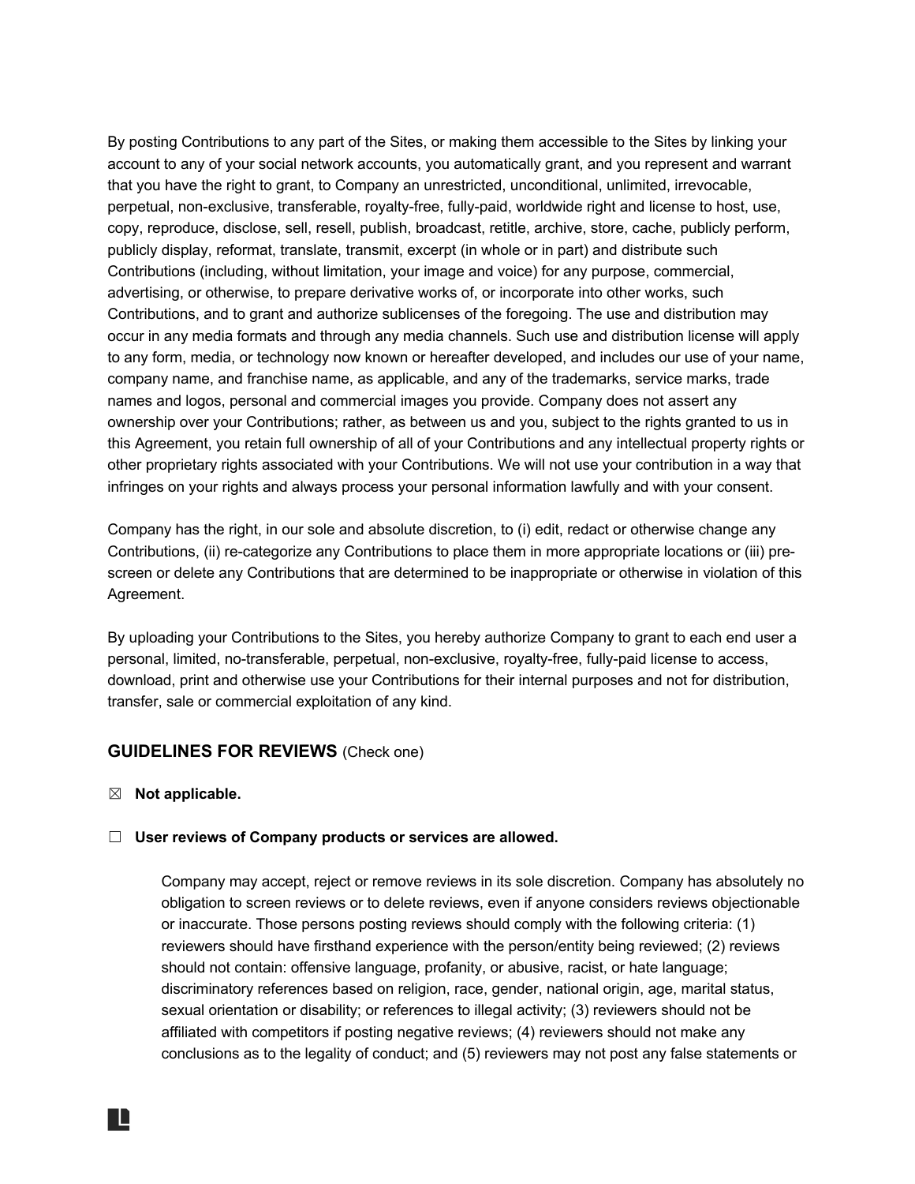By posting Contributions to any part of the Sites, or making them accessible to the Sites by linking your account to any of your social network accounts, you automatically grant, and you represent and warrant that you have the right to grant, to Company an unrestricted, unconditional, unlimited, irrevocable, perpetual, non-exclusive, transferable, royalty-free, fully-paid, worldwide right and license to host, use, copy, reproduce, disclose, sell, resell, publish, broadcast, retitle, archive, store, cache, publicly perform, publicly display, reformat, translate, transmit, excerpt (in whole or in part) and distribute such Contributions (including, without limitation, your image and voice) for any purpose, commercial, advertising, or otherwise, to prepare derivative works of, or incorporate into other works, such Contributions, and to grant and authorize sublicenses of the foregoing. The use and distribution may occur in any media formats and through any media channels. Such use and distribution license will apply to any form, media, or technology now known or hereafter developed, and includes our use of your name, company name, and franchise name, as applicable, and any of the trademarks, service marks, trade names and logos, personal and commercial images you provide. Company does not assert any ownership over your Contributions; rather, as between us and you, subject to the rights granted to us in this Agreement, you retain full ownership of all of your Contributions and any intellectual property rights or other proprietary rights associated with your Contributions. We will not use your contribution in a way that infringes on your rights and always process your personal information lawfully and with your consent.

Company has the right, in our sole and absolute discretion, to (i) edit, redact or otherwise change any Contributions, (ii) re-categorize any Contributions to place them in more appropriate locations or (iii) pre-screen or delete any Contributions that are determined to be inappropriate or otherwise in violation of this Agreement.

By uploading your Contributions to the Sites, you hereby authorize Company to grant to each end user a personal, limited, no-transferable, perpetual, non-exclusive, royalty-free, fully-paid license to access, download, print and otherwise use your Contributions for their internal purposes and not for distribution, transfer, sale or commercial exploitation of any kind.

### GUIDELINES FOR REVIEWS (Check one)

☒ **Not applicable.**

☐ **User reviews of Company products or services are allowed.**

> Company may accept, reject or remove reviews in its sole discretion. Company has absolutely no obligation to screen reviews or to delete reviews, even if anyone considers reviews objectionable or inaccurate. Those persons posting reviews should comply with the following criteria: (1) reviewers should have firsthand experience with the person/entity being reviewed; (2) reviews should not contain: offensive language, profanity, or abusive, racist, or hate language; discriminatory references based on religion, race, gender, national origin, age, marital status, sexual orientation or disability; or references to illegal activity; (3) reviewers should not be affiliated with competitors if posting negative reviews; (4) reviewers should not make any conclusions as to the legality of conduct; and (5) reviewers may not post any false statements or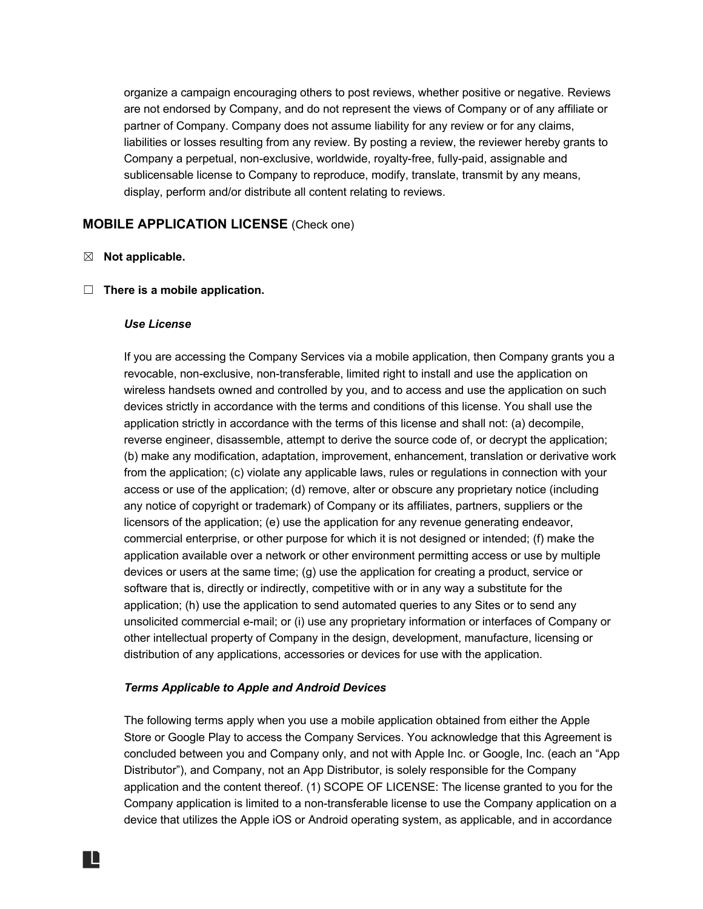organize a campaign encouraging others to post reviews, whether positive or negative. Reviews are not endorsed by Company, and do not represent the views of Company or of any affiliate or partner of Company. Company does not assume liability for any review or for any claims, liabilities or losses resulting from any review. By posting a review, the reviewer hereby grants to Company a perpetual, non-exclusive, worldwide, royalty-free, fully-paid, assignable and sublicensable license to Company to reproduce, modify, translate, transmit by any means, display, perform and/or distribute all content relating to reviews.

## MOBILE APPLICATION LICENSE (Check one)

☒ **Not applicable.**

☐ **There is a mobile application.**

***Use License***

If you are accessing the Company Services via a mobile application, then Company grants you a revocable, non-exclusive, non-transferable, limited right to install and use the application on wireless handsets owned and controlled by you, and to access and use the application on such devices strictly in accordance with the terms and conditions of this license. You shall use the application strictly in accordance with the terms of this license and shall not: (a) decompile, reverse engineer, disassemble, attempt to derive the source code of, or decrypt the application; (b) make any modification, adaptation, improvement, enhancement, translation or derivative work from the application; (c) violate any applicable laws, rules or regulations in connection with your access or use of the application; (d) remove, alter or obscure any proprietary notice (including any notice of copyright or trademark) of Company or its affiliates, partners, suppliers or the licensors of the application; (e) use the application for any revenue generating endeavor, commercial enterprise, or other purpose for which it is not designed or intended; (f) make the application available over a network or other environment permitting access or use by multiple devices or users at the same time; (g) use the application for creating a product, service or software that is, directly or indirectly, competitive with or in any way a substitute for the application; (h) use the application to send automated queries to any Sites or to send any unsolicited commercial e-mail; or (i) use any proprietary information or interfaces of Company or other intellectual property of Company in the design, development, manufacture, licensing or distribution of any applications, accessories or devices for use with the application.

***Terms Applicable to Apple and Android Devices***

The following terms apply when you use a mobile application obtained from either the Apple Store or Google Play to access the Company Services. You acknowledge that this Agreement is concluded between you and Company only, and not with Apple Inc. or Google, Inc. (each an "App Distributor"), and Company, not an App Distributor, is solely responsible for the Company application and the content thereof. (1) SCOPE OF LICENSE: The license granted to you for the Company application is limited to a non-transferable license to use the Company application on a device that utilizes the Apple iOS or Android operating system, as applicable, and in accordance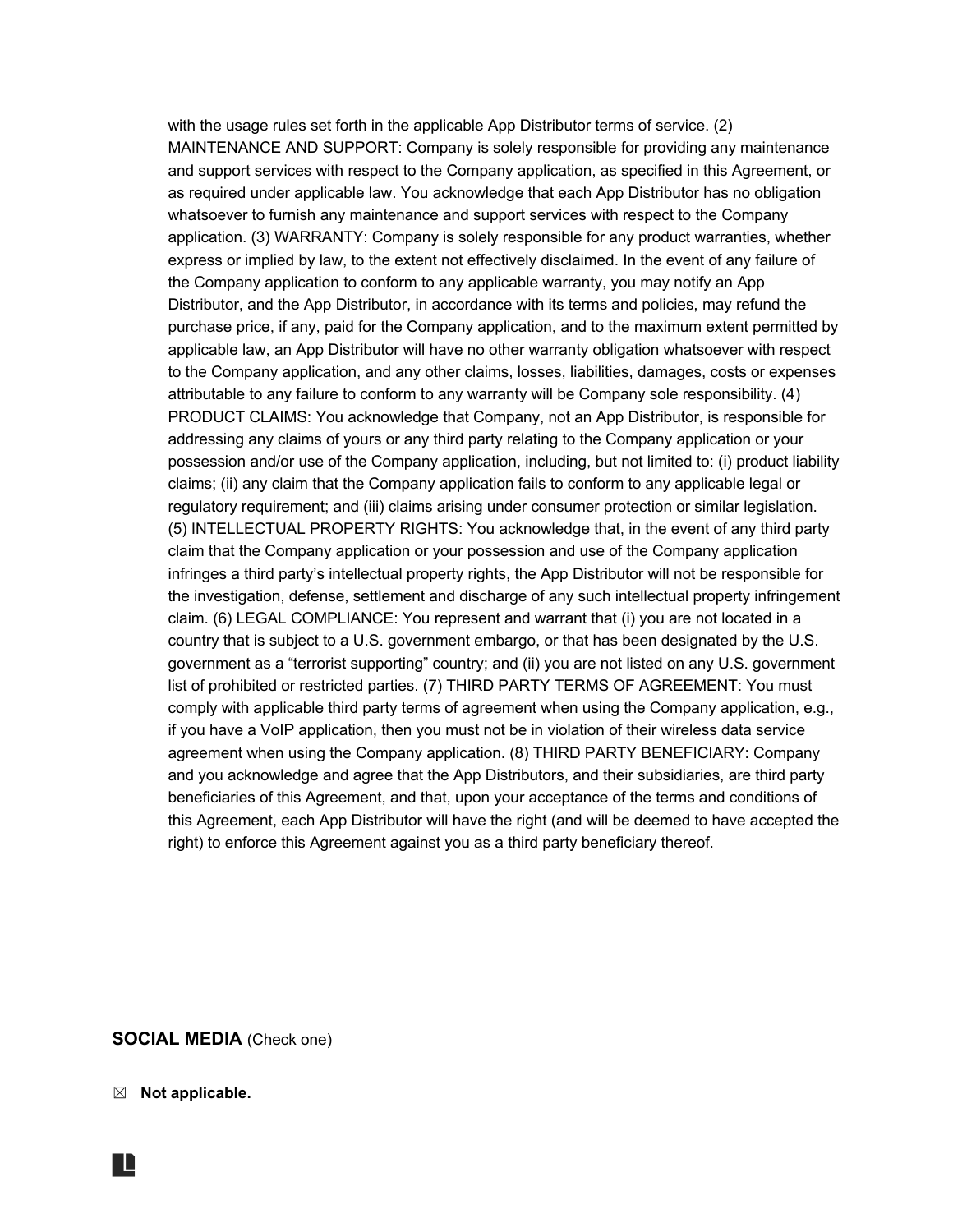with the usage rules set forth in the applicable App Distributor terms of service. (2) MAINTENANCE AND SUPPORT: Company is solely responsible for providing any maintenance and support services with respect to the Company application, as specified in this Agreement, or as required under applicable law. You acknowledge that each App Distributor has no obligation whatsoever to furnish any maintenance and support services with respect to the Company application. (3) WARRANTY: Company is solely responsible for any product warranties, whether express or implied by law, to the extent not effectively disclaimed. In the event of any failure of the Company application to conform to any applicable warranty, you may notify an App Distributor, and the App Distributor, in accordance with its terms and policies, may refund the purchase price, if any, paid for the Company application, and to the maximum extent permitted by applicable law, an App Distributor will have no other warranty obligation whatsoever with respect to the Company application, and any other claims, losses, liabilities, damages, costs or expenses attributable to any failure to conform to any warranty will be Company sole responsibility. (4) PRODUCT CLAIMS: You acknowledge that Company, not an App Distributor, is responsible for addressing any claims of yours or any third party relating to the Company application or your possession and/or use of the Company application, including, but not limited to: (i) product liability claims; (ii) any claim that the Company application fails to conform to any applicable legal or regulatory requirement; and (iii) claims arising under consumer protection or similar legislation. (5) INTELLECTUAL PROPERTY RIGHTS: You acknowledge that, in the event of any third party claim that the Company application or your possession and use of the Company application infringes a third party's intellectual property rights, the App Distributor will not be responsible for the investigation, defense, settlement and discharge of any such intellectual property infringement claim. (6) LEGAL COMPLIANCE: You represent and warrant that (i) you are not located in a country that is subject to a U.S. government embargo, or that has been designated by the U.S. government as a "terrorist supporting" country; and (ii) you are not listed on any U.S. government list of prohibited or restricted parties. (7) THIRD PARTY TERMS OF AGREEMENT: You must comply with applicable third party terms of agreement when using the Company application, e.g., if you have a VoIP application, then you must not be in violation of their wireless data service agreement when using the Company application. (8) THIRD PARTY BENEFICIARY: Company and you acknowledge and agree that the App Distributors, and their subsidiaries, are third party beneficiaries of this Agreement, and that, upon your acceptance of the terms and conditions of this Agreement, each App Distributor will have the right (and will be deemed to have accepted the right) to enforce this Agreement against you as a third party beneficiary thereof.

**SOCIAL MEDIA** (Check one)

☒ **Not applicable.**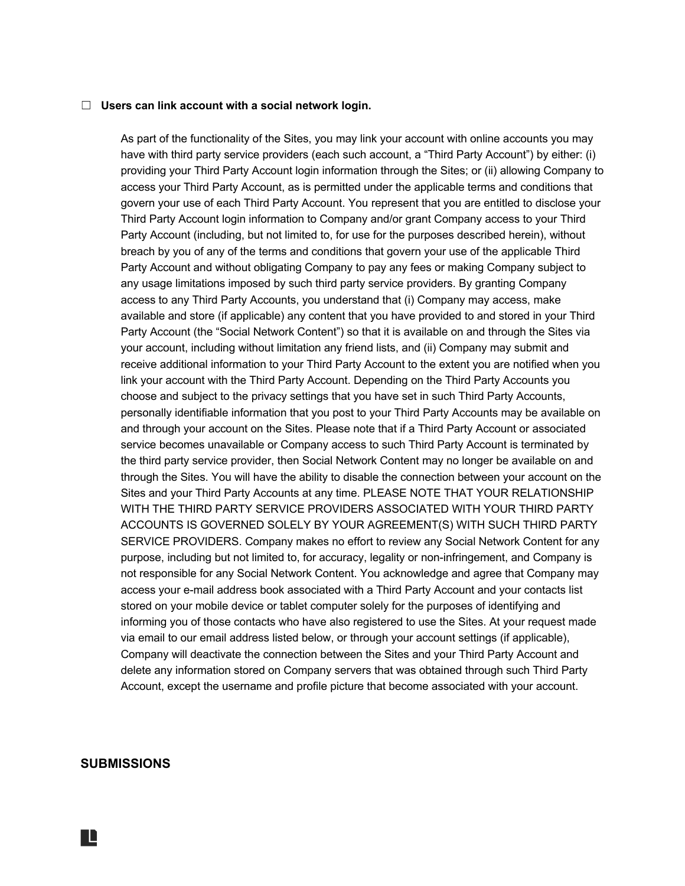☐ **Users can link account with a social network login.**

As part of the functionality of the Sites, you may link your account with online accounts you may have with third party service providers (each such account, a "Third Party Account") by either: (i) providing your Third Party Account login information through the Sites; or (ii) allowing Company to access your Third Party Account, as is permitted under the applicable terms and conditions that govern your use of each Third Party Account. You represent that you are entitled to disclose your Third Party Account login information to Company and/or grant Company access to your Third Party Account (including, but not limited to, for use for the purposes described herein), without breach by you of any of the terms and conditions that govern your use of the applicable Third Party Account and without obligating Company to pay any fees or making Company subject to any usage limitations imposed by such third party service providers. By granting Company access to any Third Party Accounts, you understand that (i) Company may access, make available and store (if applicable) any content that you have provided to and stored in your Third Party Account (the "Social Network Content") so that it is available on and through the Sites via your account, including without limitation any friend lists, and (ii) Company may submit and receive additional information to your Third Party Account to the extent you are notified when you link your account with the Third Party Account. Depending on the Third Party Accounts you choose and subject to the privacy settings that you have set in such Third Party Accounts, personally identifiable information that you post to your Third Party Accounts may be available on and through your account on the Sites. Please note that if a Third Party Account or associated service becomes unavailable or Company access to such Third Party Account is terminated by the third party service provider, then Social Network Content may no longer be available on and through the Sites. You will have the ability to disable the connection between your account on the Sites and your Third Party Accounts at any time. PLEASE NOTE THAT YOUR RELATIONSHIP WITH THE THIRD PARTY SERVICE PROVIDERS ASSOCIATED WITH YOUR THIRD PARTY ACCOUNTS IS GOVERNED SOLELY BY YOUR AGREEMENT(S) WITH SUCH THIRD PARTY SERVICE PROVIDERS. Company makes no effort to review any Social Network Content for any purpose, including but not limited to, for accuracy, legality or non-infringement, and Company is not responsible for any Social Network Content. You acknowledge and agree that Company may access your e-mail address book associated with a Third Party Account and your contacts list stored on your mobile device or tablet computer solely for the purposes of identifying and informing you of those contacts who have also registered to use the Sites. At your request made via email to our email address listed below, or through your account settings (if applicable), Company will deactivate the connection between the Sites and your Third Party Account and delete any information stored on Company servers that was obtained through such Third Party Account, except the username and profile picture that become associated with your account.

## SUBMISSIONS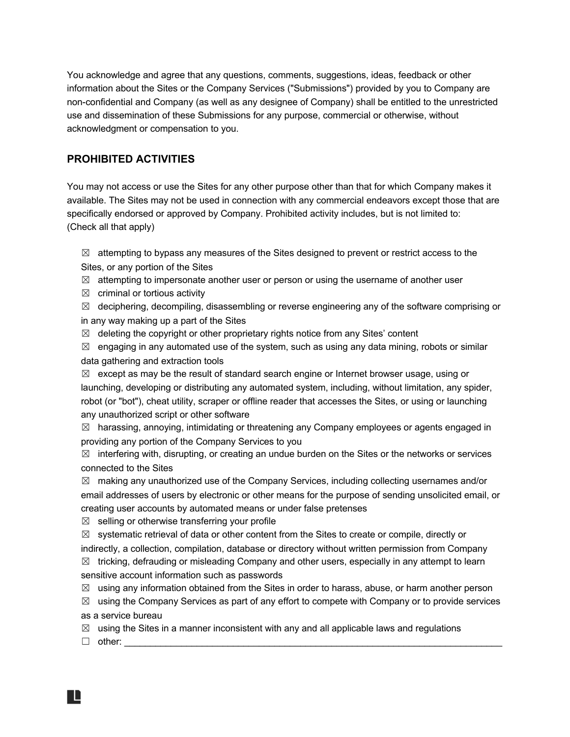You acknowledge and agree that any questions, comments, suggestions, ideas, feedback or other information about the Sites or the Company Services ("Submissions") provided by you to Company are non-confidential and Company (as well as any designee of Company) shall be entitled to the unrestricted use and dissemination of these Submissions for any purpose, commercial or otherwise, without acknowledgment or compensation to you.

## PROHIBITED ACTIVITIES

You may not access or use the Sites for any other purpose other than that for which Company makes it available. The Sites may not be used in connection with any commercial endeavors except those that are specifically endorsed or approved by Company. Prohibited activity includes, but is not limited to:
(Check all that apply)

- ☒ attempting to bypass any measures of the Sites designed to prevent or restrict access to the Sites, or any portion of the Sites
- ☒ attempting to impersonate another user or person or using the username of another user
- ☒ criminal or tortious activity
- ☒ deciphering, decompiling, disassembling or reverse engineering any of the software comprising or in any way making up a part of the Sites
- ☒ deleting the copyright or other proprietary rights notice from any Sites' content
- ☒ engaging in any automated use of the system, such as using any data mining, robots or similar data gathering and extraction tools
- ☒ except as may be the result of standard search engine or Internet browser usage, using or launching, developing or distributing any automated system, including, without limitation, any spider, robot (or "bot"), cheat utility, scraper or offline reader that accesses the Sites, or using or launching any unauthorized script or other software
- ☒ harassing, annoying, intimidating or threatening any Company employees or agents engaged in providing any portion of the Company Services to you
- ☒ interfering with, disrupting, or creating an undue burden on the Sites or the networks or services connected to the Sites
- ☒ making any unauthorized use of the Company Services, including collecting usernames and/or email addresses of users by electronic or other means for the purpose of sending unsolicited email, or creating user accounts by automated means or under false pretenses
- ☒ selling or otherwise transferring your profile
- ☒ systematic retrieval of data or other content from the Sites to create or compile, directly or indirectly, a collection, compilation, database or directory without written permission from Company
- ☒ tricking, defrauding or misleading Company and other users, especially in any attempt to learn sensitive account information such as passwords
- ☒ using any information obtained from the Sites in order to harass, abuse, or harm another person
- ☒ using the Company Services as part of any effort to compete with Company or to provide services as a service bureau
- ☒ using the Sites in a manner inconsistent with any and all applicable laws and regulations
- ☐ other: ___________________________________________________________________________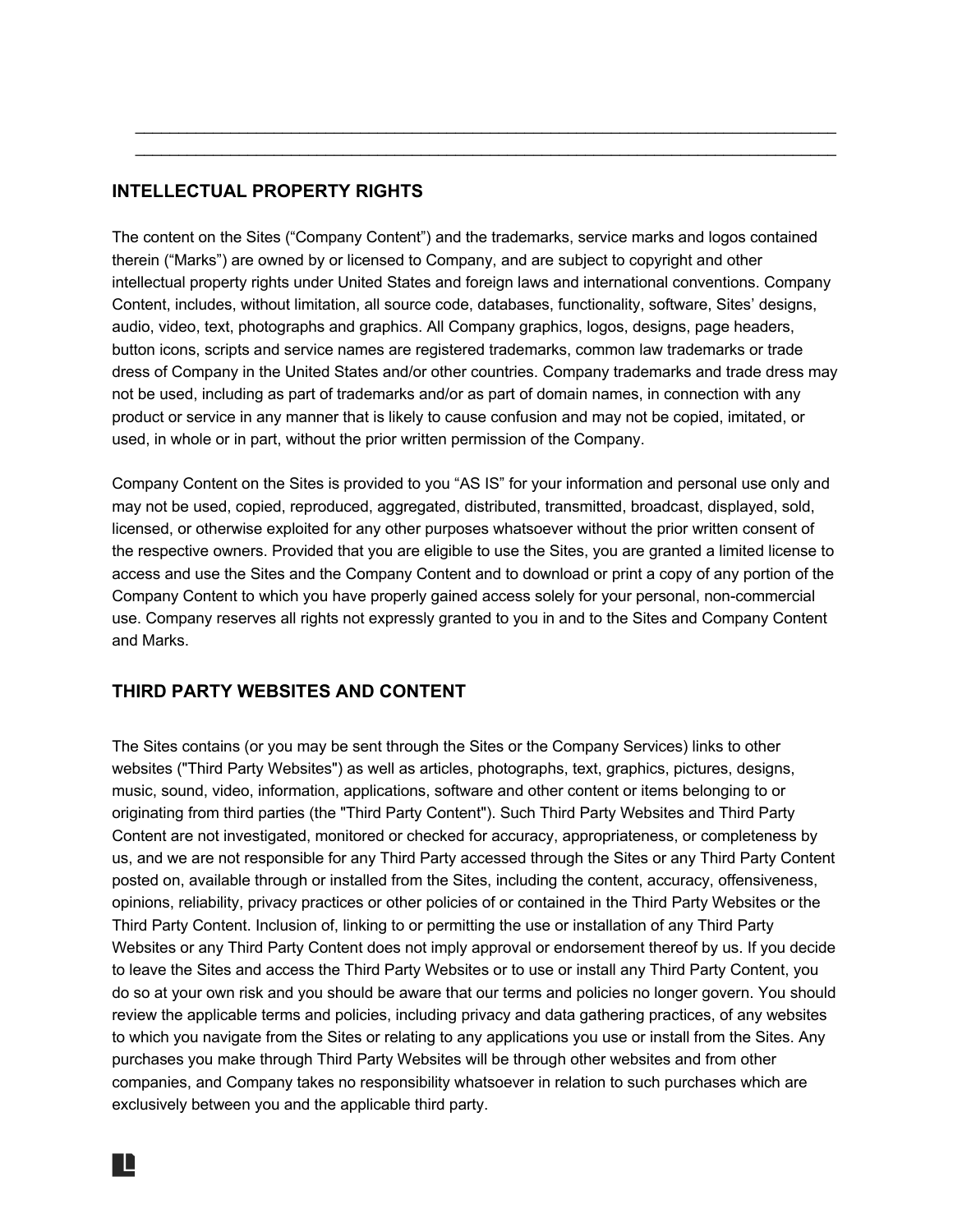\_\_\_\_\_\_\_\_\_\_\_\_\_\_\_\_\_\_\_\_\_\_\_\_\_\_\_\_\_\_\_\_\_\_\_\_\_\_\_\_\_\_\_\_\_\_\_\_\_\_\_\_\_\_\_\_\_\_\_\_\_\_\_\_\_\_\_\_\_\_\_\_\_\_\_\_\_\_
\_\_\_\_\_\_\_\_\_\_\_\_\_\_\_\_\_\_\_\_\_\_\_\_\_\_\_\_\_\_\_\_\_\_\_\_\_\_\_\_\_\_\_\_\_\_\_\_\_\_\_\_\_\_\_\_\_\_\_\_\_\_\_\_\_\_\_\_\_\_\_\_\_\_\_\_\_\_

## INTELLECTUAL PROPERTY RIGHTS

The content on the Sites ("Company Content") and the trademarks, service marks and logos contained therein ("Marks") are owned by or licensed to Company, and are subject to copyright and other intellectual property rights under United States and foreign laws and international conventions. Company Content, includes, without limitation, all source code, databases, functionality, software, Sites' designs, audio, video, text, photographs and graphics. All Company graphics, logos, designs, page headers, button icons, scripts and service names are registered trademarks, common law trademarks or trade dress of Company in the United States and/or other countries. Company trademarks and trade dress may not be used, including as part of trademarks and/or as part of domain names, in connection with any product or service in any manner that is likely to cause confusion and may not be copied, imitated, or used, in whole or in part, without the prior written permission of the Company.

Company Content on the Sites is provided to you "AS IS" for your information and personal use only and may not be used, copied, reproduced, aggregated, distributed, transmitted, broadcast, displayed, sold, licensed, or otherwise exploited for any other purposes whatsoever without the prior written consent of the respective owners. Provided that you are eligible to use the Sites, you are granted a limited license to access and use the Sites and the Company Content and to download or print a copy of any portion of the Company Content to which you have properly gained access solely for your personal, non-commercial use. Company reserves all rights not expressly granted to you in and to the Sites and Company Content and Marks.

## THIRD PARTY WEBSITES AND CONTENT

The Sites contains (or you may be sent through the Sites or the Company Services) links to other websites ("Third Party Websites") as well as articles, photographs, text, graphics, pictures, designs, music, sound, video, information, applications, software and other content or items belonging to or originating from third parties (the "Third Party Content"). Such Third Party Websites and Third Party Content are not investigated, monitored or checked for accuracy, appropriateness, or completeness by us, and we are not responsible for any Third Party accessed through the Sites or any Third Party Content posted on, available through or installed from the Sites, including the content, accuracy, offensiveness, opinions, reliability, privacy practices or other policies of or contained in the Third Party Websites or the Third Party Content. Inclusion of, linking to or permitting the use or installation of any Third Party Websites or any Third Party Content does not imply approval or endorsement thereof by us. If you decide to leave the Sites and access the Third Party Websites or to use or install any Third Party Content, you do so at your own risk and you should be aware that our terms and policies no longer govern. You should review the applicable terms and policies, including privacy and data gathering practices, of any websites to which you navigate from the Sites or relating to any applications you use or install from the Sites. Any purchases you make through Third Party Websites will be through other websites and from other companies, and Company takes no responsibility whatsoever in relation to such purchases which are exclusively between you and the applicable third party.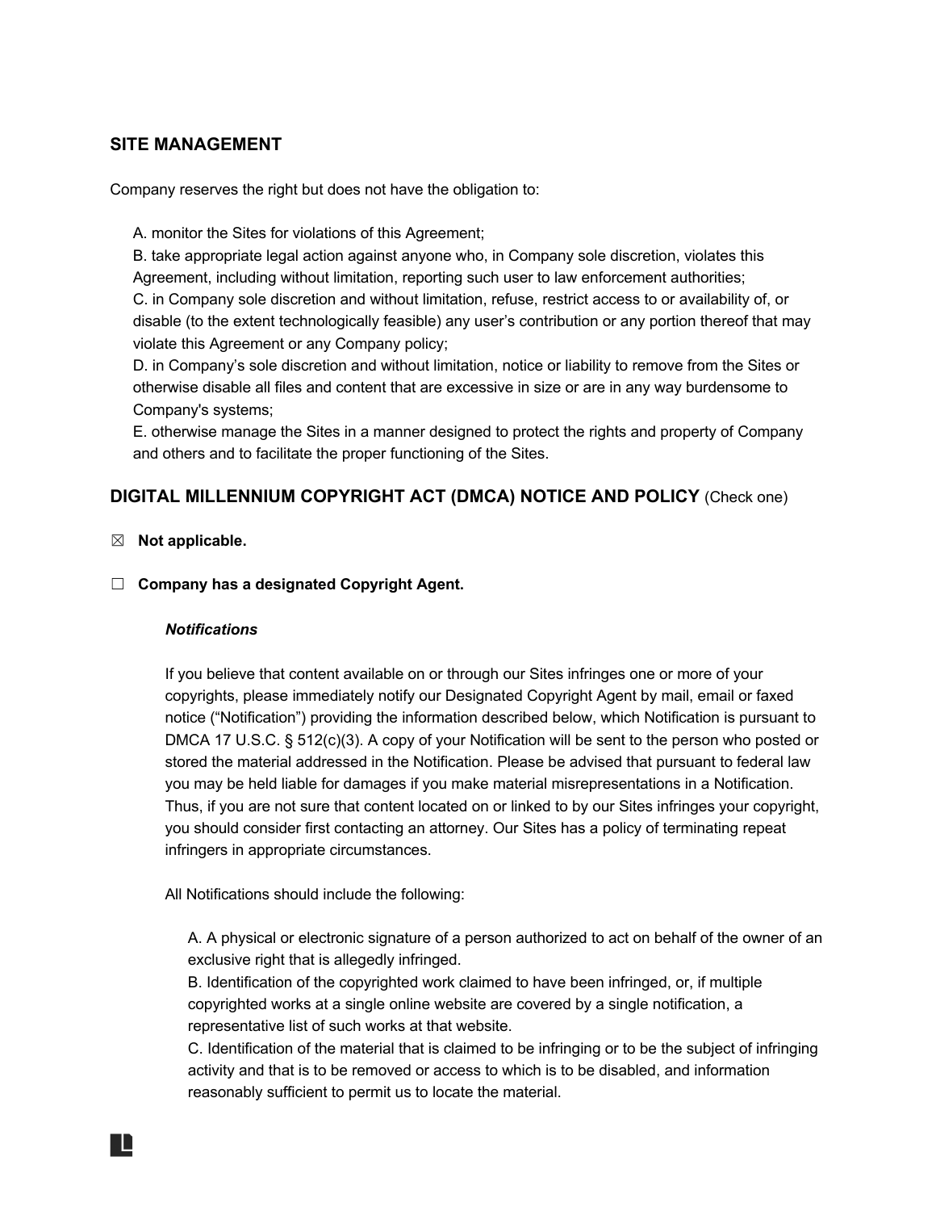## SITE MANAGEMENT

Company reserves the right but does not have the obligation to:

A. monitor the Sites for violations of this Agreement;
B. take appropriate legal action against anyone who, in Company sole discretion, violates this Agreement, including without limitation, reporting such user to law enforcement authorities;
C. in Company sole discretion and without limitation, refuse, restrict access to or availability of, or disable (to the extent technologically feasible) any user's contribution or any portion thereof that may violate this Agreement or any Company policy;
D. in Company's sole discretion and without limitation, notice or liability to remove from the Sites or otherwise disable all files and content that are excessive in size or are in any way burdensome to Company's systems;
E. otherwise manage the Sites in a manner designed to protect the rights and property of Company and others and to facilitate the proper functioning of the Sites.

## DIGITAL MILLENNIUM COPYRIGHT ACT (DMCA) NOTICE AND POLICY (Check one)

☒ **Not applicable.**

☐ **Company has a designated Copyright Agent.**

***Notifications***

If you believe that content available on or through our Sites infringes one or more of your copyrights, please immediately notify our Designated Copyright Agent by mail, email or faxed notice ("Notification") providing the information described below, which Notification is pursuant to DMCA 17 U.S.C. § 512(c)(3). A copy of your Notification will be sent to the person who posted or stored the material addressed in the Notification. Please be advised that pursuant to federal law you may be held liable for damages if you make material misrepresentations in a Notification. Thus, if you are not sure that content located on or linked to by our Sites infringes your copyright, you should consider first contacting an attorney. Our Sites has a policy of terminating repeat infringers in appropriate circumstances.

All Notifications should include the following:

A. A physical or electronic signature of a person authorized to act on behalf of the owner of an exclusive right that is allegedly infringed.
B. Identification of the copyrighted work claimed to have been infringed, or, if multiple copyrighted works at a single online website are covered by a single notification, a representative list of such works at that website.
C. Identification of the material that is claimed to be infringing or to be the subject of infringing activity and that is to be removed or access to which is to be disabled, and information reasonably sufficient to permit us to locate the material.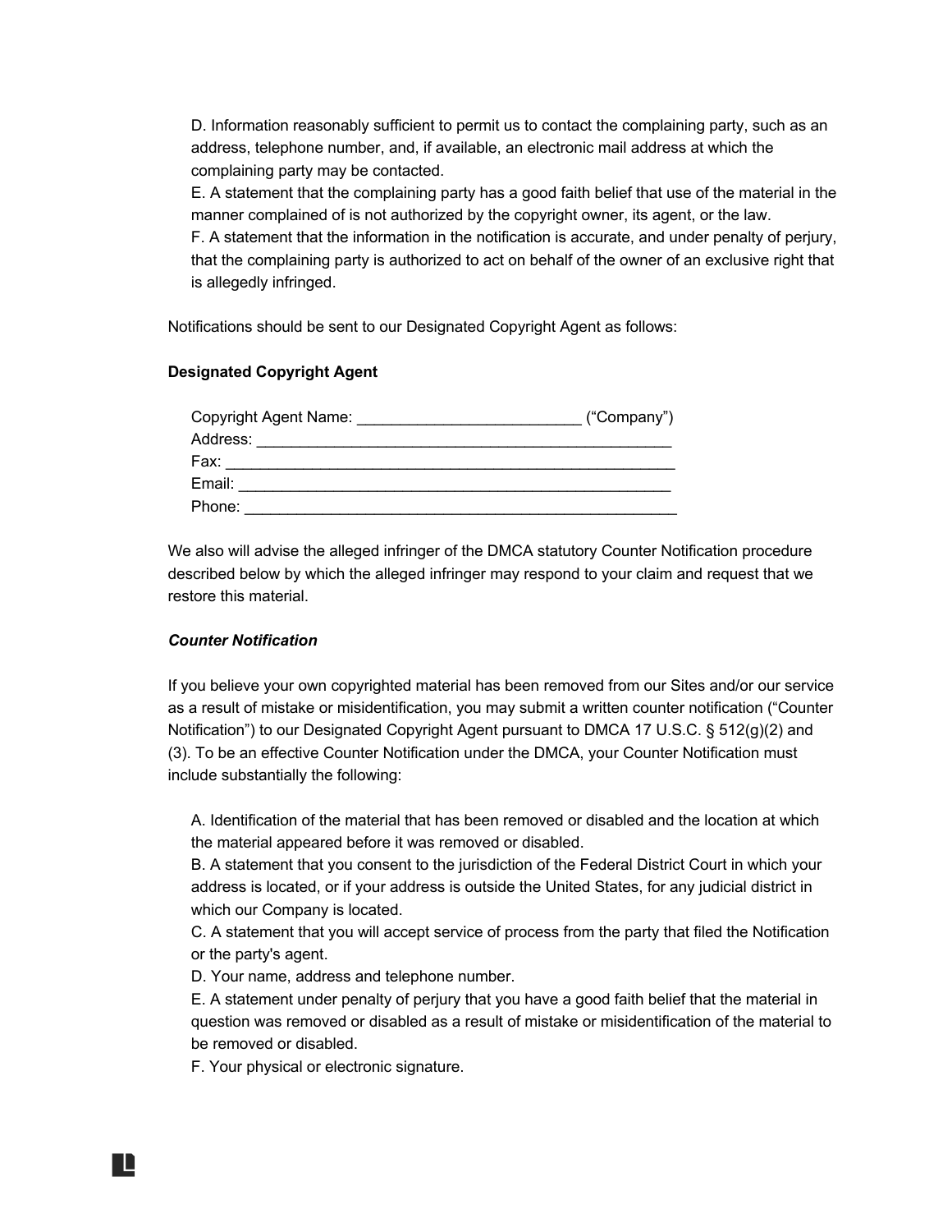D. Information reasonably sufficient to permit us to contact the complaining party, such as an address, telephone number, and, if available, an electronic mail address at which the complaining party may be contacted.
E. A statement that the complaining party has a good faith belief that use of the material in the manner complained of is not authorized by the copyright owner, its agent, or the law.
F. A statement that the information in the notification is accurate, and under penalty of perjury, that the complaining party is authorized to act on behalf of the owner of an exclusive right that is allegedly infringed.

Notifications should be sent to our Designated Copyright Agent as follows:

**Designated Copyright Agent**

Copyright Agent Name: __________________________ ("Company")
Address: _________________________________________________
Fax: ____________________________________________________
Email: __________________________________________________
Phone: __________________________________________________

We also will advise the alleged infringer of the DMCA statutory Counter Notification procedure described below by which the alleged infringer may respond to your claim and request that we restore this material.

***Counter Notification***

If you believe your own copyrighted material has been removed from our Sites and/or our service as a result of mistake or misidentification, you may submit a written counter notification ("Counter Notification") to our Designated Copyright Agent pursuant to DMCA 17 U.S.C. § 512(g)(2) and (3). To be an effective Counter Notification under the DMCA, your Counter Notification must include substantially the following:

A. Identification of the material that has been removed or disabled and the location at which the material appeared before it was removed or disabled.
B. A statement that you consent to the jurisdiction of the Federal District Court in which your address is located, or if your address is outside the United States, for any judicial district in which our Company is located.
C. A statement that you will accept service of process from the party that filed the Notification or the party's agent.
D. Your name, address and telephone number.
E. A statement under penalty of perjury that you have a good faith belief that the material in question was removed or disabled as a result of mistake or misidentification of the material to be removed or disabled.
F. Your physical or electronic signature.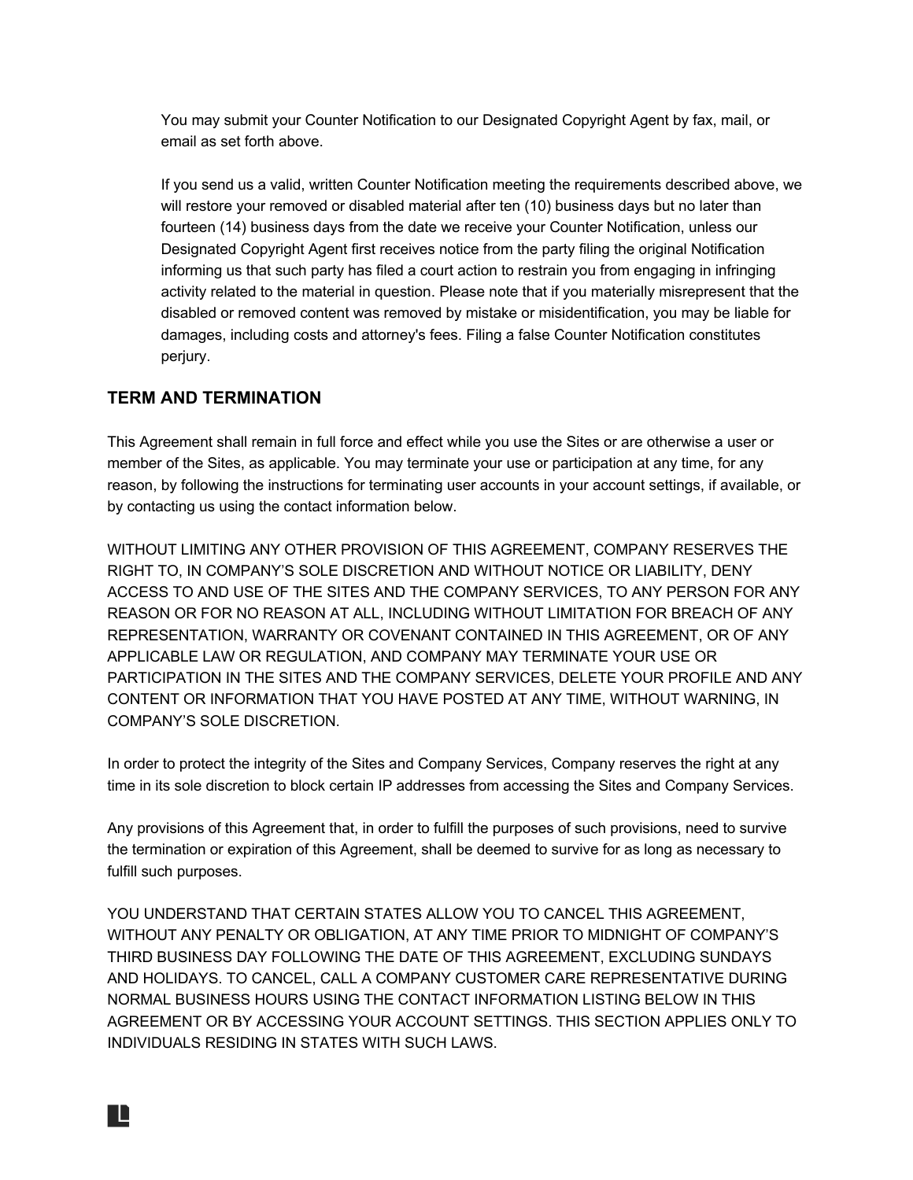You may submit your Counter Notification to our Designated Copyright Agent by fax, mail, or email as set forth above.

If you send us a valid, written Counter Notification meeting the requirements described above, we will restore your removed or disabled material after ten (10) business days but no later than fourteen (14) business days from the date we receive your Counter Notification, unless our Designated Copyright Agent first receives notice from the party filing the original Notification informing us that such party has filed a court action to restrain you from engaging in infringing activity related to the material in question. Please note that if you materially misrepresent that the disabled or removed content was removed by mistake or misidentification, you may be liable for damages, including costs and attorney's fees. Filing a false Counter Notification constitutes perjury.

## TERM AND TERMINATION

This Agreement shall remain in full force and effect while you use the Sites or are otherwise a user or member of the Sites, as applicable. You may terminate your use or participation at any time, for any reason, by following the instructions for terminating user accounts in your account settings, if available, or by contacting us using the contact information below.

WITHOUT LIMITING ANY OTHER PROVISION OF THIS AGREEMENT, COMPANY RESERVES THE RIGHT TO, IN COMPANY'S SOLE DISCRETION AND WITHOUT NOTICE OR LIABILITY, DENY ACCESS TO AND USE OF THE SITES AND THE COMPANY SERVICES, TO ANY PERSON FOR ANY REASON OR FOR NO REASON AT ALL, INCLUDING WITHOUT LIMITATION FOR BREACH OF ANY REPRESENTATION, WARRANTY OR COVENANT CONTAINED IN THIS AGREEMENT, OR OF ANY APPLICABLE LAW OR REGULATION, AND COMPANY MAY TERMINATE YOUR USE OR PARTICIPATION IN THE SITES AND THE COMPANY SERVICES, DELETE YOUR PROFILE AND ANY CONTENT OR INFORMATION THAT YOU HAVE POSTED AT ANY TIME, WITHOUT WARNING, IN COMPANY'S SOLE DISCRETION.

In order to protect the integrity of the Sites and Company Services, Company reserves the right at any time in its sole discretion to block certain IP addresses from accessing the Sites and Company Services.

Any provisions of this Agreement that, in order to fulfill the purposes of such provisions, need to survive the termination or expiration of this Agreement, shall be deemed to survive for as long as necessary to fulfill such purposes.

YOU UNDERSTAND THAT CERTAIN STATES ALLOW YOU TO CANCEL THIS AGREEMENT, WITHOUT ANY PENALTY OR OBLIGATION, AT ANY TIME PRIOR TO MIDNIGHT OF COMPANY'S THIRD BUSINESS DAY FOLLOWING THE DATE OF THIS AGREEMENT, EXCLUDING SUNDAYS AND HOLIDAYS. TO CANCEL, CALL A COMPANY CUSTOMER CARE REPRESENTATIVE DURING NORMAL BUSINESS HOURS USING THE CONTACT INFORMATION LISTING BELOW IN THIS AGREEMENT OR BY ACCESSING YOUR ACCOUNT SETTINGS. THIS SECTION APPLIES ONLY TO INDIVIDUALS RESIDING IN STATES WITH SUCH LAWS.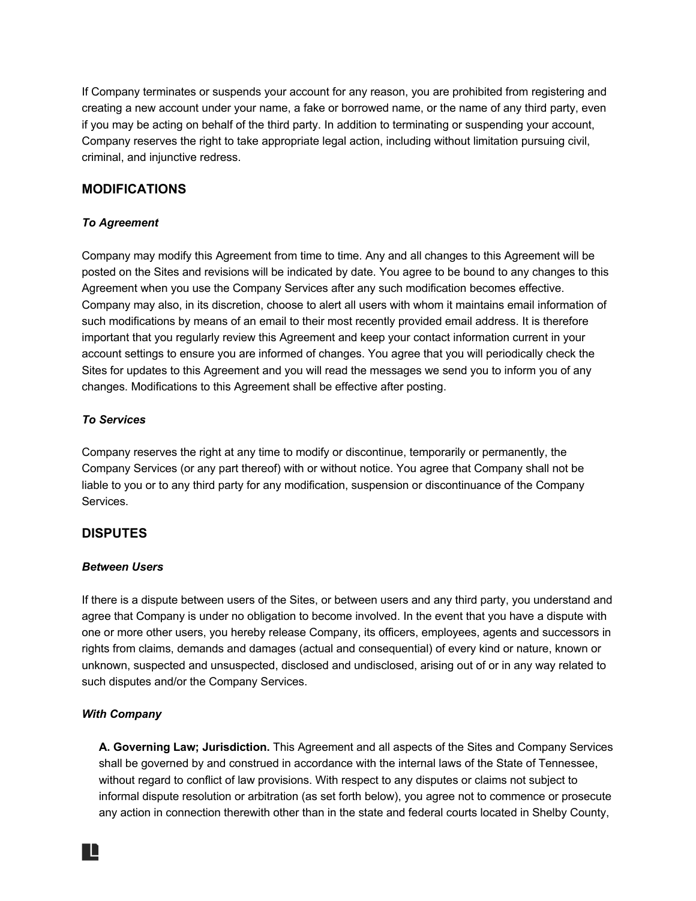If Company terminates or suspends your account for any reason, you are prohibited from registering and creating a new account under your name, a fake or borrowed name, or the name of any third party, even if you may be acting on behalf of the third party. In addition to terminating or suspending your account, Company reserves the right to take appropriate legal action, including without limitation pursuing civil, criminal, and injunctive redress.

## MODIFICATIONS

### *To Agreement*

Company may modify this Agreement from time to time. Any and all changes to this Agreement will be posted on the Sites and revisions will be indicated by date. You agree to be bound to any changes to this Agreement when you use the Company Services after any such modification becomes effective. Company may also, in its discretion, choose to alert all users with whom it maintains email information of such modifications by means of an email to their most recently provided email address. It is therefore important that you regularly review this Agreement and keep your contact information current in your account settings to ensure you are informed of changes. You agree that you will periodically check the Sites for updates to this Agreement and you will read the messages we send you to inform you of any changes. Modifications to this Agreement shall be effective after posting.

### *To Services*

Company reserves the right at any time to modify or discontinue, temporarily or permanently, the Company Services (or any part thereof) with or without notice. You agree that Company shall not be liable to you or to any third party for any modification, suspension or discontinuance of the Company Services.

## DISPUTES

### *Between Users*

If there is a dispute between users of the Sites, or between users and any third party, you understand and agree that Company is under no obligation to become involved. In the event that you have a dispute with one or more other users, you hereby release Company, its officers, employees, agents and successors in rights from claims, demands and damages (actual and consequential) of every kind or nature, known or unknown, suspected and unsuspected, disclosed and undisclosed, arising out of or in any way related to such disputes and/or the Company Services.

### *With Company*

**A. Governing Law; Jurisdiction.** This Agreement and all aspects of the Sites and Company Services shall be governed by and construed in accordance with the internal laws of the State of Tennessee, without regard to conflict of law provisions. With respect to any disputes or claims not subject to informal dispute resolution or arbitration (as set forth below), you agree not to commence or prosecute any action in connection therewith other than in the state and federal courts located in Shelby County,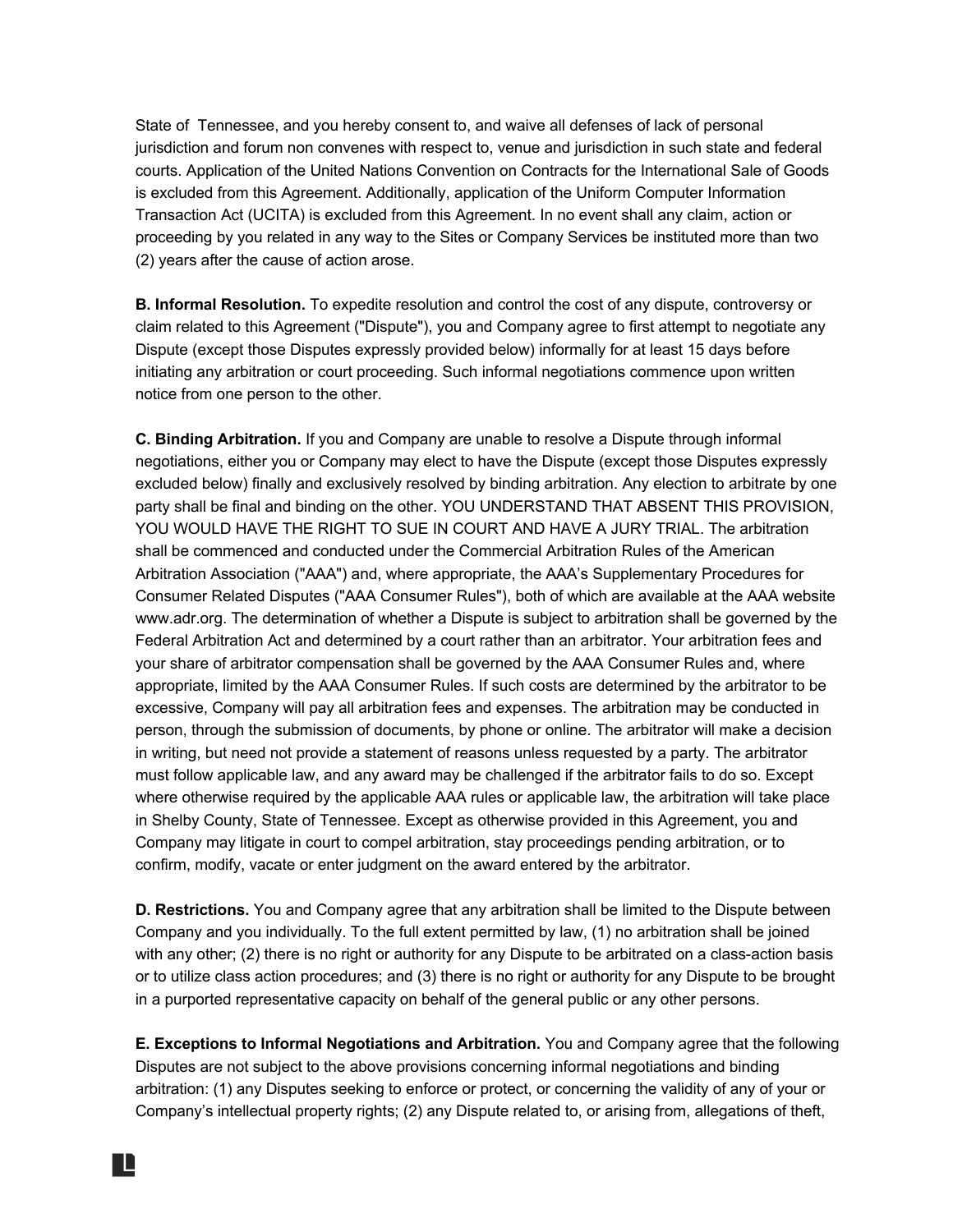State of Tennessee, and you hereby consent to, and waive all defenses of lack of personal jurisdiction and forum non convenes with respect to, venue and jurisdiction in such state and federal courts. Application of the United Nations Convention on Contracts for the International Sale of Goods is excluded from this Agreement. Additionally, application of the Uniform Computer Information Transaction Act (UCITA) is excluded from this Agreement. In no event shall any claim, action or proceeding by you related in any way to the Sites or Company Services be instituted more than two (2) years after the cause of action arose.

**B. Informal Resolution.** To expedite resolution and control the cost of any dispute, controversy or claim related to this Agreement ("Dispute"), you and Company agree to first attempt to negotiate any Dispute (except those Disputes expressly provided below) informally for at least 15 days before initiating any arbitration or court proceeding. Such informal negotiations commence upon written notice from one person to the other.

**C. Binding Arbitration.** If you and Company are unable to resolve a Dispute through informal negotiations, either you or Company may elect to have the Dispute (except those Disputes expressly excluded below) finally and exclusively resolved by binding arbitration. Any election to arbitrate by one party shall be final and binding on the other. YOU UNDERSTAND THAT ABSENT THIS PROVISION, YOU WOULD HAVE THE RIGHT TO SUE IN COURT AND HAVE A JURY TRIAL. The arbitration shall be commenced and conducted under the Commercial Arbitration Rules of the American Arbitration Association ("AAA") and, where appropriate, the AAA's Supplementary Procedures for Consumer Related Disputes ("AAA Consumer Rules"), both of which are available at the AAA website www.adr.org. The determination of whether a Dispute is subject to arbitration shall be governed by the Federal Arbitration Act and determined by a court rather than an arbitrator. Your arbitration fees and your share of arbitrator compensation shall be governed by the AAA Consumer Rules and, where appropriate, limited by the AAA Consumer Rules. If such costs are determined by the arbitrator to be excessive, Company will pay all arbitration fees and expenses. The arbitration may be conducted in person, through the submission of documents, by phone or online. The arbitrator will make a decision in writing, but need not provide a statement of reasons unless requested by a party. The arbitrator must follow applicable law, and any award may be challenged if the arbitrator fails to do so. Except where otherwise required by the applicable AAA rules or applicable law, the arbitration will take place in Shelby County, State of Tennessee. Except as otherwise provided in this Agreement, you and Company may litigate in court to compel arbitration, stay proceedings pending arbitration, or to confirm, modify, vacate or enter judgment on the award entered by the arbitrator.

**D. Restrictions.** You and Company agree that any arbitration shall be limited to the Dispute between Company and you individually. To the full extent permitted by law, (1) no arbitration shall be joined with any other; (2) there is no right or authority for any Dispute to be arbitrated on a class-action basis or to utilize class action procedures; and (3) there is no right or authority for any Dispute to be brought in a purported representative capacity on behalf of the general public or any other persons.

**E. Exceptions to Informal Negotiations and Arbitration.** You and Company agree that the following Disputes are not subject to the above provisions concerning informal negotiations and binding arbitration: (1) any Disputes seeking to enforce or protect, or concerning the validity of any of your or Company's intellectual property rights; (2) any Dispute related to, or arising from, allegations of theft,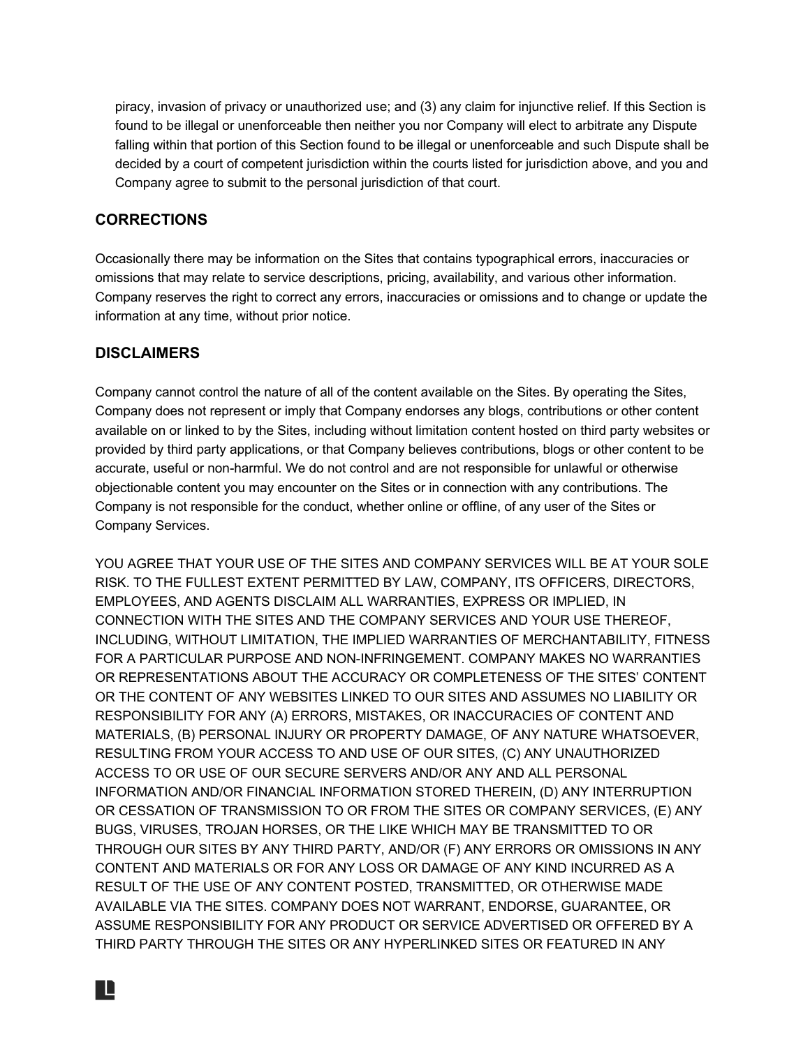piracy, invasion of privacy or unauthorized use; and (3) any claim for injunctive relief. If this Section is found to be illegal or unenforceable then neither you nor Company will elect to arbitrate any Dispute falling within that portion of this Section found to be illegal or unenforceable and such Dispute shall be decided by a court of competent jurisdiction within the courts listed for jurisdiction above, and you and Company agree to submit to the personal jurisdiction of that court.

## CORRECTIONS

Occasionally there may be information on the Sites that contains typographical errors, inaccuracies or omissions that may relate to service descriptions, pricing, availability, and various other information. Company reserves the right to correct any errors, inaccuracies or omissions and to change or update the information at any time, without prior notice.

## DISCLAIMERS

Company cannot control the nature of all of the content available on the Sites. By operating the Sites, Company does not represent or imply that Company endorses any blogs, contributions or other content available on or linked to by the Sites, including without limitation content hosted on third party websites or provided by third party applications, or that Company believes contributions, blogs or other content to be accurate, useful or non-harmful. We do not control and are not responsible for unlawful or otherwise objectionable content you may encounter on the Sites or in connection with any contributions. The Company is not responsible for the conduct, whether online or offline, of any user of the Sites or Company Services.

YOU AGREE THAT YOUR USE OF THE SITES AND COMPANY SERVICES WILL BE AT YOUR SOLE RISK. TO THE FULLEST EXTENT PERMITTED BY LAW, COMPANY, ITS OFFICERS, DIRECTORS, EMPLOYEES, AND AGENTS DISCLAIM ALL WARRANTIES, EXPRESS OR IMPLIED, IN CONNECTION WITH THE SITES AND THE COMPANY SERVICES AND YOUR USE THEREOF, INCLUDING, WITHOUT LIMITATION, THE IMPLIED WARRANTIES OF MERCHANTABILITY, FITNESS FOR A PARTICULAR PURPOSE AND NON-INFRINGEMENT. COMPANY MAKES NO WARRANTIES OR REPRESENTATIONS ABOUT THE ACCURACY OR COMPLETENESS OF THE SITES' CONTENT OR THE CONTENT OF ANY WEBSITES LINKED TO OUR SITES AND ASSUMES NO LIABILITY OR RESPONSIBILITY FOR ANY (A) ERRORS, MISTAKES, OR INACCURACIES OF CONTENT AND MATERIALS, (B) PERSONAL INJURY OR PROPERTY DAMAGE, OF ANY NATURE WHATSOEVER, RESULTING FROM YOUR ACCESS TO AND USE OF OUR SITES, (C) ANY UNAUTHORIZED ACCESS TO OR USE OF OUR SECURE SERVERS AND/OR ANY AND ALL PERSONAL INFORMATION AND/OR FINANCIAL INFORMATION STORED THEREIN, (D) ANY INTERRUPTION OR CESSATION OF TRANSMISSION TO OR FROM THE SITES OR COMPANY SERVICES, (E) ANY BUGS, VIRUSES, TROJAN HORSES, OR THE LIKE WHICH MAY BE TRANSMITTED TO OR THROUGH OUR SITES BY ANY THIRD PARTY, AND/OR (F) ANY ERRORS OR OMISSIONS IN ANY CONTENT AND MATERIALS OR FOR ANY LOSS OR DAMAGE OF ANY KIND INCURRED AS A RESULT OF THE USE OF ANY CONTENT POSTED, TRANSMITTED, OR OTHERWISE MADE AVAILABLE VIA THE SITES. COMPANY DOES NOT WARRANT, ENDORSE, GUARANTEE, OR ASSUME RESPONSIBILITY FOR ANY PRODUCT OR SERVICE ADVERTISED OR OFFERED BY A THIRD PARTY THROUGH THE SITES OR ANY HYPERLINKED SITES OR FEATURED IN ANY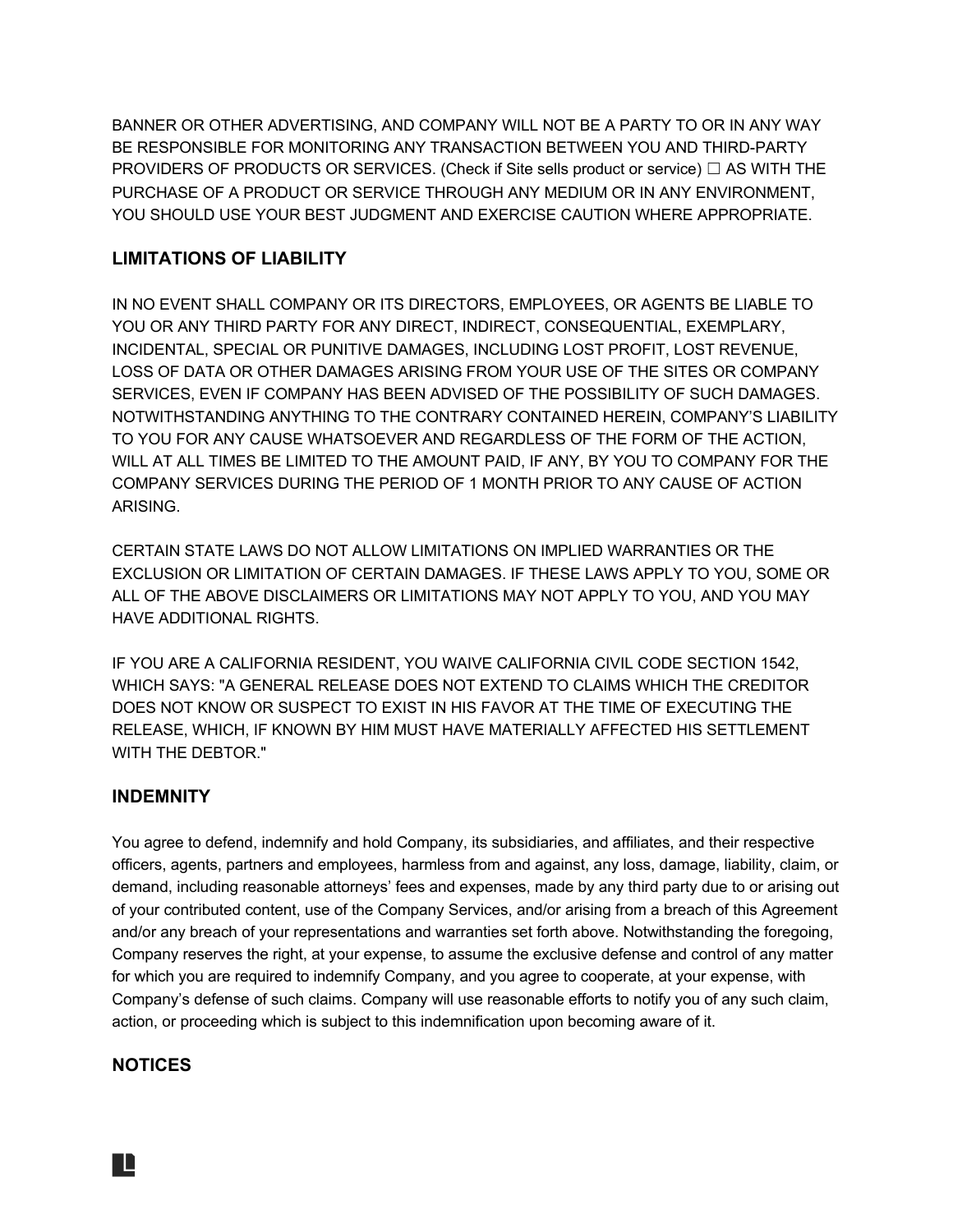BANNER OR OTHER ADVERTISING, AND COMPANY WILL NOT BE A PARTY TO OR IN ANY WAY BE RESPONSIBLE FOR MONITORING ANY TRANSACTION BETWEEN YOU AND THIRD-PARTY PROVIDERS OF PRODUCTS OR SERVICES. (Check if Site sells product or service) ☐ AS WITH THE PURCHASE OF A PRODUCT OR SERVICE THROUGH ANY MEDIUM OR IN ANY ENVIRONMENT, YOU SHOULD USE YOUR BEST JUDGMENT AND EXERCISE CAUTION WHERE APPROPRIATE.

## LIMITATIONS OF LIABILITY

IN NO EVENT SHALL COMPANY OR ITS DIRECTORS, EMPLOYEES, OR AGENTS BE LIABLE TO YOU OR ANY THIRD PARTY FOR ANY DIRECT, INDIRECT, CONSEQUENTIAL, EXEMPLARY, INCIDENTAL, SPECIAL OR PUNITIVE DAMAGES, INCLUDING LOST PROFIT, LOST REVENUE, LOSS OF DATA OR OTHER DAMAGES ARISING FROM YOUR USE OF THE SITES OR COMPANY SERVICES, EVEN IF COMPANY HAS BEEN ADVISED OF THE POSSIBILITY OF SUCH DAMAGES. NOTWITHSTANDING ANYTHING TO THE CONTRARY CONTAINED HEREIN, COMPANY'S LIABILITY TO YOU FOR ANY CAUSE WHATSOEVER AND REGARDLESS OF THE FORM OF THE ACTION, WILL AT ALL TIMES BE LIMITED TO THE AMOUNT PAID, IF ANY, BY YOU TO COMPANY FOR THE COMPANY SERVICES DURING THE PERIOD OF 1 MONTH PRIOR TO ANY CAUSE OF ACTION ARISING.

CERTAIN STATE LAWS DO NOT ALLOW LIMITATIONS ON IMPLIED WARRANTIES OR THE EXCLUSION OR LIMITATION OF CERTAIN DAMAGES. IF THESE LAWS APPLY TO YOU, SOME OR ALL OF THE ABOVE DISCLAIMERS OR LIMITATIONS MAY NOT APPLY TO YOU, AND YOU MAY HAVE ADDITIONAL RIGHTS.

IF YOU ARE A CALIFORNIA RESIDENT, YOU WAIVE CALIFORNIA CIVIL CODE SECTION 1542, WHICH SAYS: "A GENERAL RELEASE DOES NOT EXTEND TO CLAIMS WHICH THE CREDITOR DOES NOT KNOW OR SUSPECT TO EXIST IN HIS FAVOR AT THE TIME OF EXECUTING THE RELEASE, WHICH, IF KNOWN BY HIM MUST HAVE MATERIALLY AFFECTED HIS SETTLEMENT WITH THE DEBTOR."

## INDEMNITY

You agree to defend, indemnify and hold Company, its subsidiaries, and affiliates, and their respective officers, agents, partners and employees, harmless from and against, any loss, damage, liability, claim, or demand, including reasonable attorneys' fees and expenses, made by any third party due to or arising out of your contributed content, use of the Company Services, and/or arising from a breach of this Agreement and/or any breach of your representations and warranties set forth above. Notwithstanding the foregoing, Company reserves the right, at your expense, to assume the exclusive defense and control of any matter for which you are required to indemnify Company, and you agree to cooperate, at your expense, with Company's defense of such claims. Company will use reasonable efforts to notify you of any such claim, action, or proceeding which is subject to this indemnification upon becoming aware of it.

## NOTICES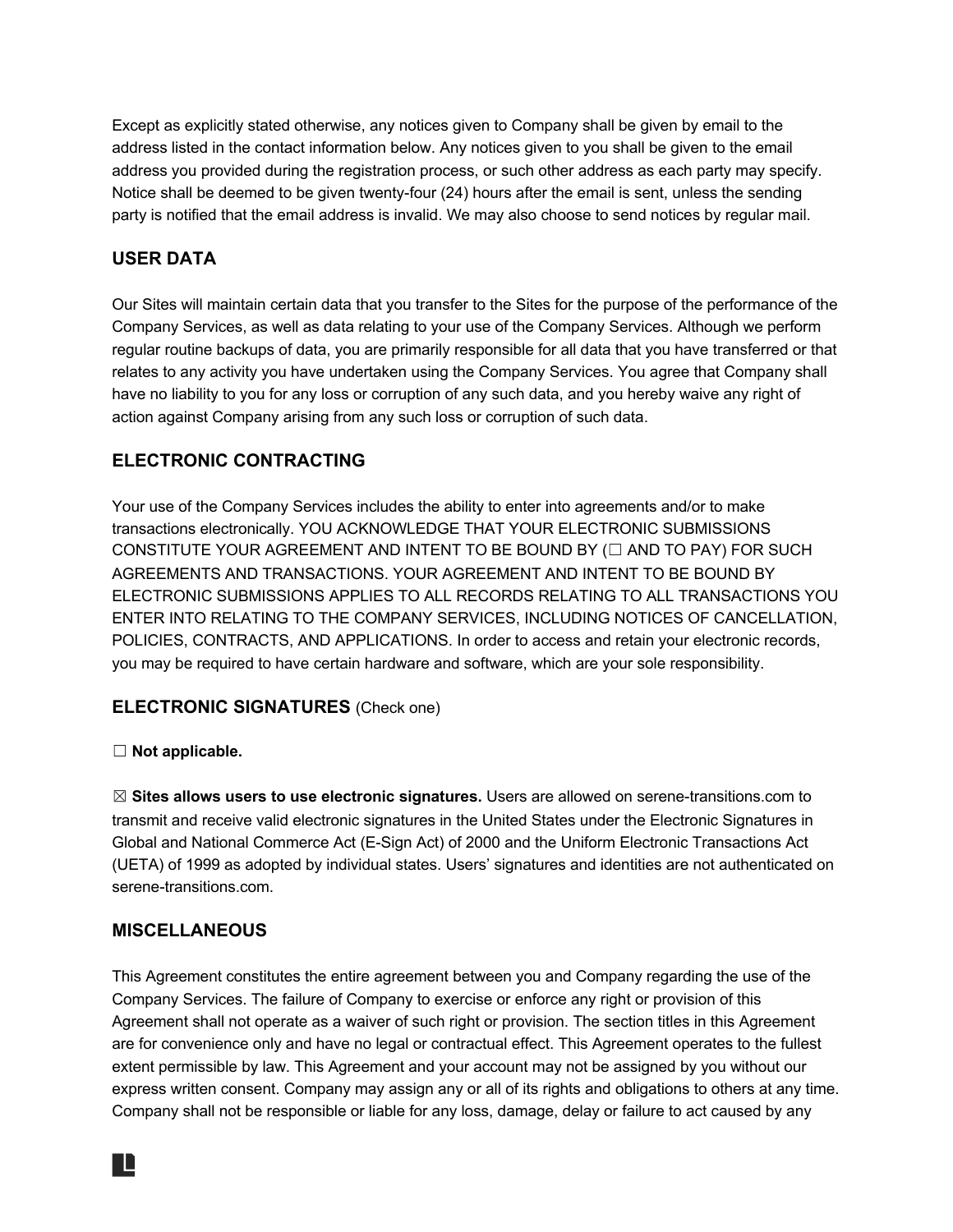Except as explicitly stated otherwise, any notices given to Company shall be given by email to the address listed in the contact information below. Any notices given to you shall be given to the email address you provided during the registration process, or such other address as each party may specify. Notice shall be deemed to be given twenty-four (24) hours after the email is sent, unless the sending party is notified that the email address is invalid. We may also choose to send notices by regular mail.

## USER DATA

Our Sites will maintain certain data that you transfer to the Sites for the purpose of the performance of the Company Services, as well as data relating to your use of the Company Services. Although we perform regular routine backups of data, you are primarily responsible for all data that you have transferred or that relates to any activity you have undertaken using the Company Services. You agree that Company shall have no liability to you for any loss or corruption of any such data, and you hereby waive any right of action against Company arising from any such loss or corruption of such data.

## ELECTRONIC CONTRACTING

Your use of the Company Services includes the ability to enter into agreements and/or to make transactions electronically. YOU ACKNOWLEDGE THAT YOUR ELECTRONIC SUBMISSIONS CONSTITUTE YOUR AGREEMENT AND INTENT TO BE BOUND BY (☐ AND TO PAY) FOR SUCH AGREEMENTS AND TRANSACTIONS. YOUR AGREEMENT AND INTENT TO BE BOUND BY ELECTRONIC SUBMISSIONS APPLIES TO ALL RECORDS RELATING TO ALL TRANSACTIONS YOU ENTER INTO RELATING TO THE COMPANY SERVICES, INCLUDING NOTICES OF CANCELLATION, POLICIES, CONTRACTS, AND APPLICATIONS. In order to access and retain your electronic records, you may be required to have certain hardware and software, which are your sole responsibility.

## ELECTRONIC SIGNATURES (Check one)

☐ **Not applicable.**

☒ **Sites allows users to use electronic signatures.** Users are allowed on serene-transitions.com to transmit and receive valid electronic signatures in the United States under the Electronic Signatures in Global and National Commerce Act (E-Sign Act) of 2000 and the Uniform Electronic Transactions Act (UETA) of 1999 as adopted by individual states. Users' signatures and identities are not authenticated on serene-transitions.com.

## MISCELLANEOUS

This Agreement constitutes the entire agreement between you and Company regarding the use of the Company Services. The failure of Company to exercise or enforce any right or provision of this Agreement shall not operate as a waiver of such right or provision. The section titles in this Agreement are for convenience only and have no legal or contractual effect. This Agreement operates to the fullest extent permissible by law. This Agreement and your account may not be assigned by you without our express written consent. Company may assign any or all of its rights and obligations to others at any time. Company shall not be responsible or liable for any loss, damage, delay or failure to act caused by any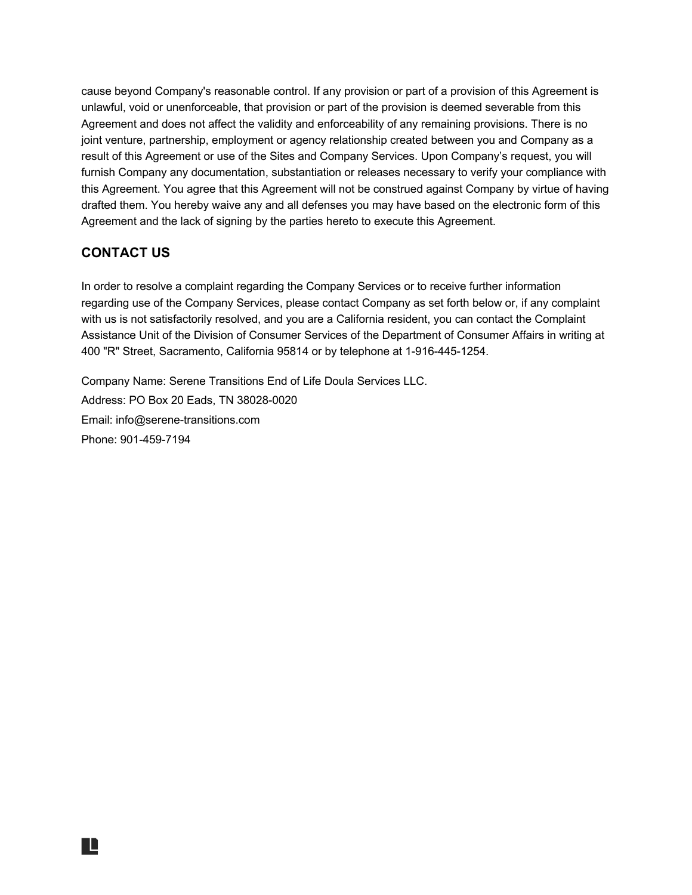cause beyond Company's reasonable control. If any provision or part of a provision of this Agreement is unlawful, void or unenforceable, that provision or part of the provision is deemed severable from this Agreement and does not affect the validity and enforceability of any remaining provisions. There is no joint venture, partnership, employment or agency relationship created between you and Company as a result of this Agreement or use of the Sites and Company Services. Upon Company's request, you will furnish Company any documentation, substantiation or releases necessary to verify your compliance with this Agreement. You agree that this Agreement will not be construed against Company by virtue of having drafted them. You hereby waive any and all defenses you may have based on the electronic form of this Agreement and the lack of signing by the parties hereto to execute this Agreement.

## CONTACT US

In order to resolve a complaint regarding the Company Services or to receive further information regarding use of the Company Services, please contact Company as set forth below or, if any complaint with us is not satisfactorily resolved, and you are a California resident, you can contact the Complaint Assistance Unit of the Division of Consumer Services of the Department of Consumer Affairs in writing at 400 "R" Street, Sacramento, California 95814 or by telephone at 1-916-445-1254.

Company Name: Serene Transitions End of Life Doula Services LLC.

Address: PO Box 20 Eads, TN 38028-0020

Email: info@serene-transitions.com

Phone: 901-459-7194